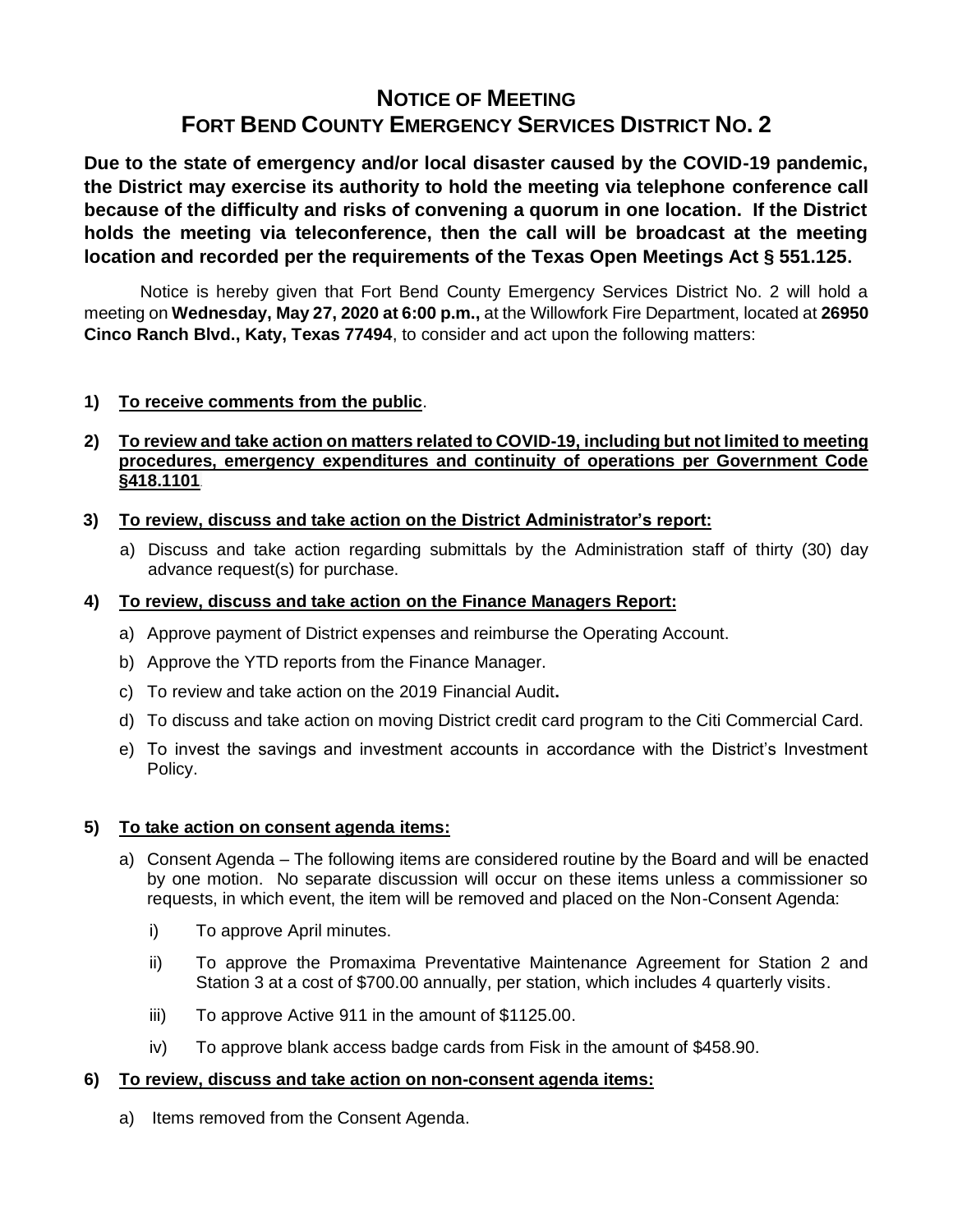# NOTICE OF MEETING
# FORT BEND COUNTY EMERGENCY SERVICES DISTRICT NO. 2

**Due to the state of emergency and/or local disaster caused by the COVID-19 pandemic, the District may exercise its authority to hold the meeting via telephone conference call because of the difficulty and risks of convening a quorum in one location. If the District holds the meeting via teleconference, then the call will be broadcast at the meeting location and recorded per the requirements of the Texas Open Meetings Act § 551.125.**

Notice is hereby given that Fort Bend County Emergency Services District No. 2 will hold a meeting on **Wednesday, May 27, 2020 at 6:00 p.m.,** at the Willowfork Fire Department, located at **26950 Cinco Ranch Blvd., Katy, Texas 77494**, to consider and act upon the following matters:

**1) To receive comments from the public**.

**2) To review and take action on matters related to COVID-19, including but not limited to meeting procedures, emergency expenditures and continuity of operations per Government Code §418.1101**.

**3) To review, discuss and take action on the District Administrator's report:**

a) Discuss and take action regarding submittals by the Administration staff of thirty (30) day advance request(s) for purchase.

**4) To review, discuss and take action on the Finance Managers Report:**

a) Approve payment of District expenses and reimburse the Operating Account.

b) Approve the YTD reports from the Finance Manager.

c) To review and take action on the 2019 Financial Audit**.**

d) To discuss and take action on moving District credit card program to the Citi Commercial Card.

e) To invest the savings and investment accounts in accordance with the District's Investment Policy.

**5) To take action on consent agenda items:**

a) Consent Agenda – The following items are considered routine by the Board and will be enacted by one motion. No separate discussion will occur on these items unless a commissioner so requests, in which event, the item will be removed and placed on the Non-Consent Agenda:

i) To approve April minutes.

ii) To approve the Promaxima Preventative Maintenance Agreement for Station 2 and Station 3 at a cost of $700.00 annually, per station, which includes 4 quarterly visits.

iii) To approve Active 911 in the amount of $1125.00.

iv) To approve blank access badge cards from Fisk in the amount of $458.90.

**6) To review, discuss and take action on non-consent agenda items:**

a) Items removed from the Consent Agenda.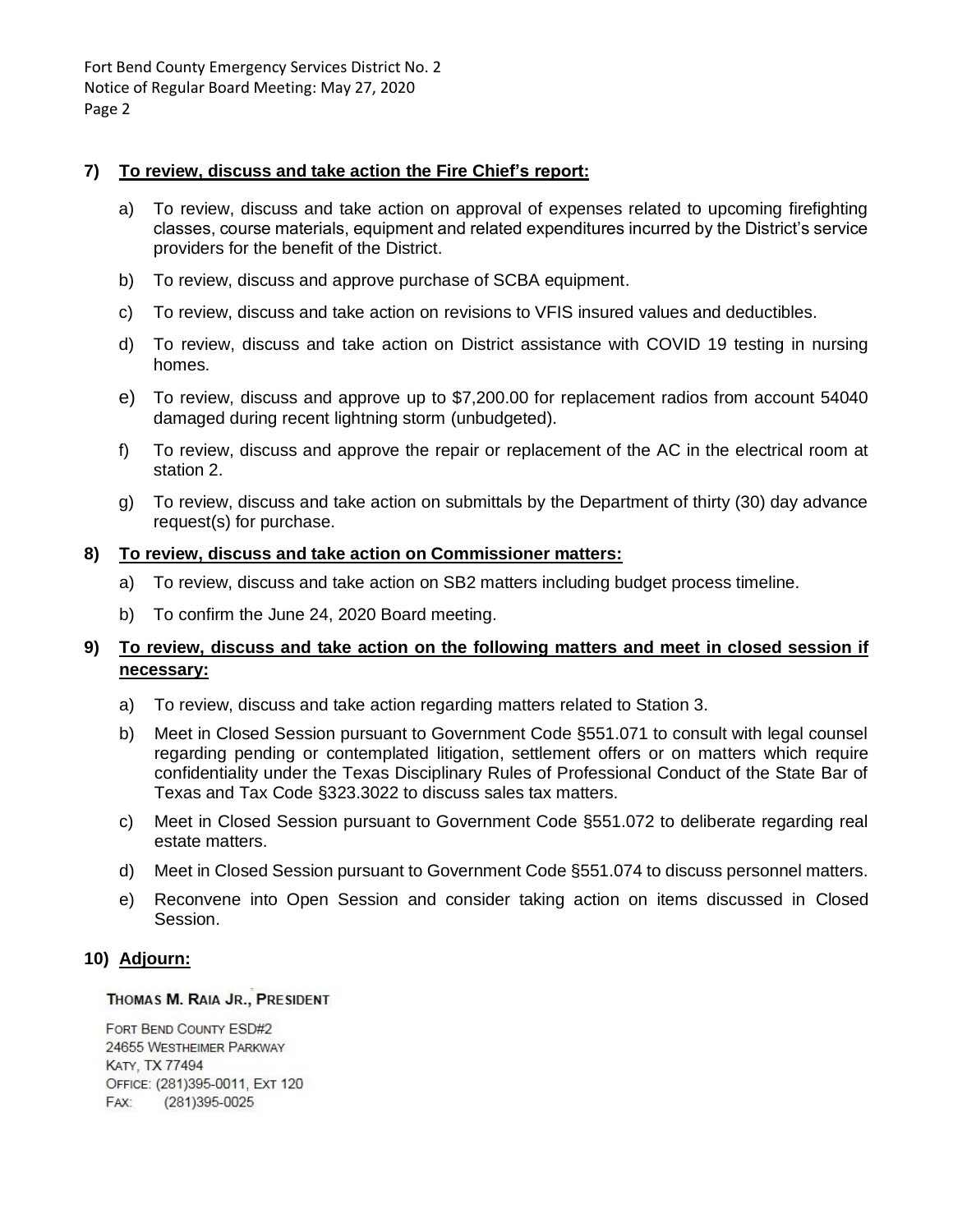**7) To review, discuss and take action the Fire Chief's report:**

a) To review, discuss and take action on approval of expenses related to upcoming firefighting classes, course materials, equipment and related expenditures incurred by the District's service providers for the benefit of the District.

b) To review, discuss and approve purchase of SCBA equipment.

c) To review, discuss and take action on revisions to VFIS insured values and deductibles.

d) To review, discuss and take action on District assistance with COVID 19 testing in nursing homes.

e) To review, discuss and approve up to $7,200.00 for replacement radios from account 54040 damaged during recent lightning storm (unbudgeted).

f) To review, discuss and approve the repair or replacement of the AC in the electrical room at station 2.

g) To review, discuss and take action on submittals by the Department of thirty (30) day advance request(s) for purchase.

**8) To review, discuss and take action on Commissioner matters:**

a) To review, discuss and take action on SB2 matters including budget process timeline.

b) To confirm the June 24, 2020 Board meeting.

**9) To review, discuss and take action on the following matters and meet in closed session if necessary:**

a) To review, discuss and take action regarding matters related to Station 3.

b) Meet in Closed Session pursuant to Government Code §551.071 to consult with legal counsel regarding pending or contemplated litigation, settlement offers or on matters which require confidentiality under the Texas Disciplinary Rules of Professional Conduct of the State Bar of Texas and Tax Code §323.3022 to discuss sales tax matters.

c) Meet in Closed Session pursuant to Government Code §551.072 to deliberate regarding real estate matters.

d) Meet in Closed Session pursuant to Government Code §551.074 to discuss personnel matters.

e) Reconvene into Open Session and consider taking action on items discussed in Closed Session.

**10) Adjourn:**

**THOMAS M. RAIA JR., PRESIDENT**

FORT BEND COUNTY ESD#2
24655 WESTHEIMER PARKWAY
KATY, TX 77494
OFFICE: (281)395-0011, EXT 120
FAX: (281)395-0025